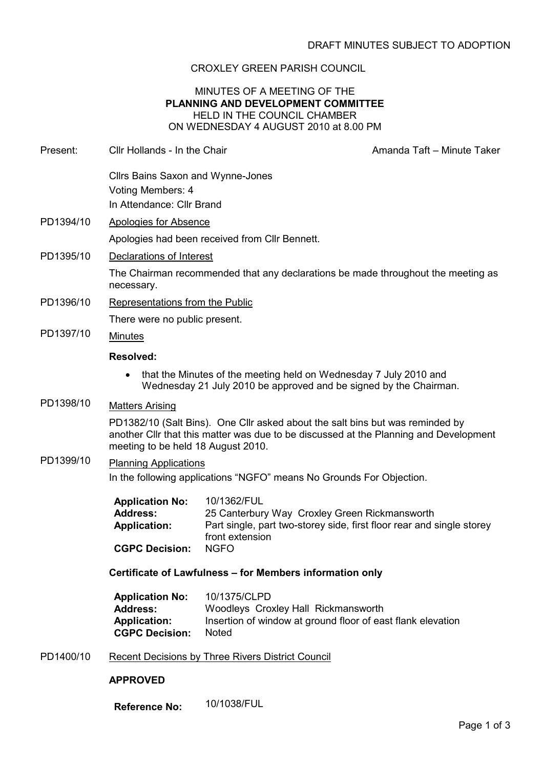DRAFT MINUTES SUBJECT TO ADOPTION

CROXLEY GREEN PARISH COUNCIL

MINUTES OF A MEETING OF THE
**PLANNING AND DEVELOPMENT COMMITTEE**
HELD IN THE COUNCIL CHAMBER
ON WEDNESDAY 4 AUGUST 2010 at 8.00 PM

Present: Cllr Hollands - In the Chair — Amanda Taft – Minute Taker

Cllrs Bains Saxon and Wynne-Jones
Voting Members: 4
In Attendance: Cllr Brand

PD1394/10 Apologies for Absence

Apologies had been received from Cllr Bennett.

PD1395/10 Declarations of Interest

The Chairman recommended that any declarations be made throughout the meeting as necessary.

PD1396/10 Representations from the Public

There were no public present.

PD1397/10 Minutes

**Resolved:**

- that the Minutes of the meeting held on Wednesday 7 July 2010 and Wednesday 21 July 2010 be approved and be signed by the Chairman.

PD1398/10 Matters Arising

PD1382/10 (Salt Bins). One Cllr asked about the salt bins but was reminded by another Cllr that this matter was due to be discussed at the Planning and Development meeting to be held 18 August 2010.

PD1399/10 Planning Applications

In the following applications "NGFO" means No Grounds For Objection.

| | |
|---|---|
| **Application No:** | 10/1362/FUL |
| **Address:** | 25 Canterbury Way Croxley Green Rickmansworth |
| **Application:** | Part single, part two-storey side, first floor rear and single storey front extension |
| **CGPC Decision:** | NGFO |

**Certificate of Lawfulness – for Members information only**

| | |
|---|---|
| **Application No:** | 10/1375/CLPD |
| **Address:** | Woodleys Croxley Hall Rickmansworth |
| **Application:** | Insertion of window at ground floor of east flank elevation |
| **CGPC Decision:** | Noted |

PD1400/10 Recent Decisions by Three Rivers District Council

**APPROVED**

| | |
|---|---|
| **Reference No:** | 10/1038/FUL |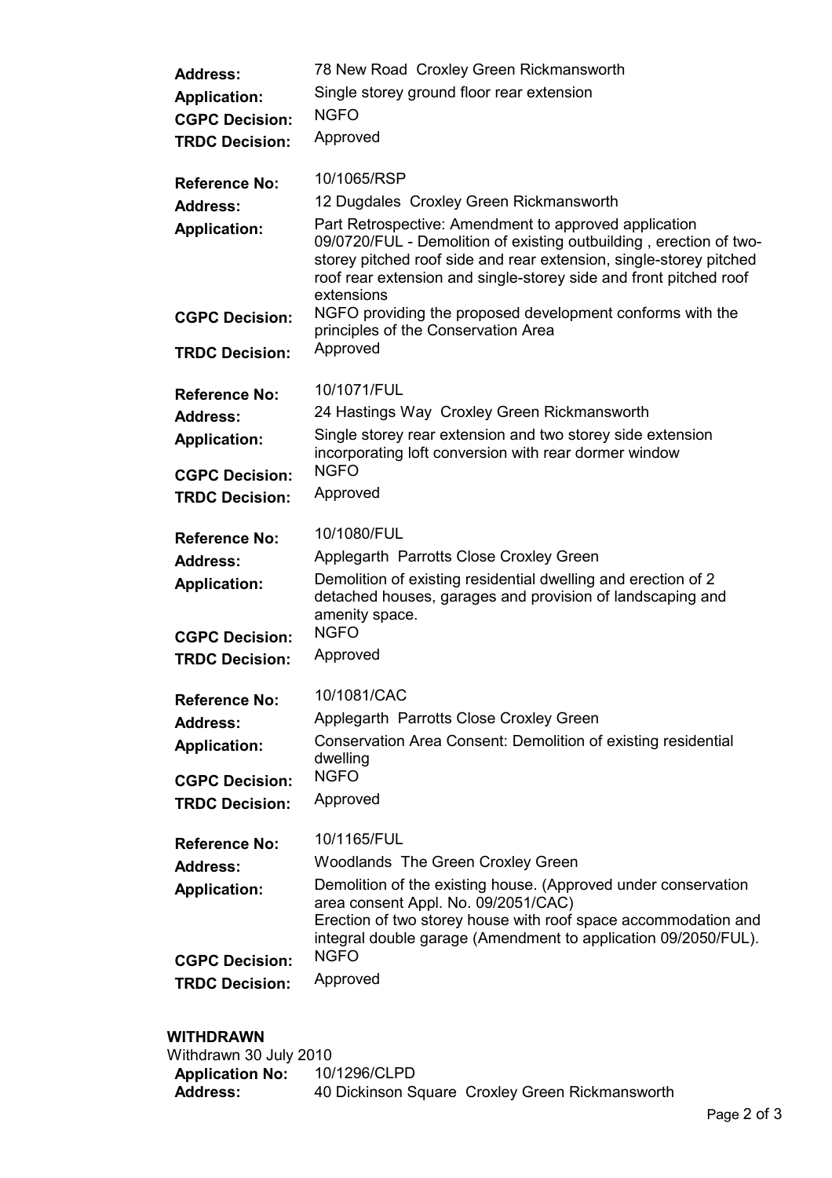**Address:** 78 New Road Croxley Green Rickmansworth
**Application:** Single storey ground floor rear extension
**CGPC Decision:** NGFO
**TRDC Decision:** Approved

**Reference No:** 10/1065/RSP
**Address:** 12 Dugdales Croxley Green Rickmansworth
**Application:** Part Retrospective: Amendment to approved application 09/0720/FUL - Demolition of existing outbuilding , erection of two-storey pitched roof side and rear extension, single-storey pitched roof rear extension and single-storey side and front pitched roof extensions
**CGPC Decision:** NGFO providing the proposed development conforms with the principles of the Conservation Area
**TRDC Decision:** Approved

**Reference No:** 10/1071/FUL
**Address:** 24 Hastings Way Croxley Green Rickmansworth
**Application:** Single storey rear extension and two storey side extension incorporating loft conversion with rear dormer window
**CGPC Decision:** NGFO
**TRDC Decision:** Approved

**Reference No:** 10/1080/FUL
**Address:** Applegarth Parrotts Close Croxley Green
**Application:** Demolition of existing residential dwelling and erection of 2 detached houses, garages and provision of landscaping and amenity space.
**CGPC Decision:** NGFO
**TRDC Decision:** Approved

**Reference No:** 10/1081/CAC
**Address:** Applegarth Parrotts Close Croxley Green
**Application:** Conservation Area Consent: Demolition of existing residential dwelling
**CGPC Decision:** NGFO
**TRDC Decision:** Approved

**Reference No:** 10/1165/FUL
**Address:** Woodlands The Green Croxley Green
**Application:** Demolition of the existing house. (Approved under conservation area consent Appl. No. 09/2051/CAC)
Erection of two storey house with roof space accommodation and integral double garage (Amendment to application 09/2050/FUL).
**CGPC Decision:** NGFO
**TRDC Decision:** Approved

## WITHDRAWN

Withdrawn 30 July 2010
**Application No:** 10/1296/CLPD
**Address:** 40 Dickinson Square Croxley Green Rickmansworth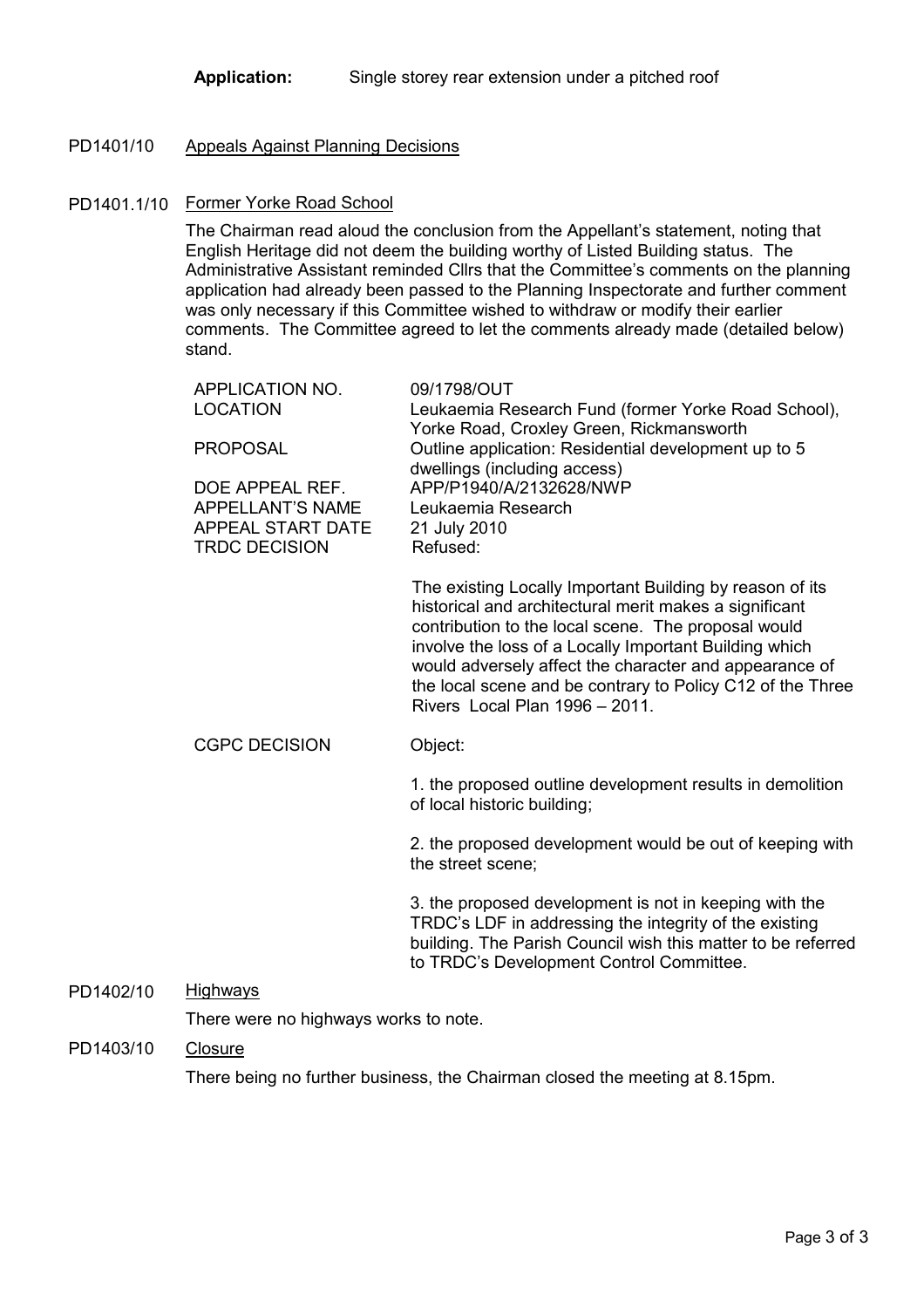**Application:** Single storey rear extension under a pitched roof

PD1401/10 Appeals Against Planning Decisions

PD1401.1/10 Former Yorke Road School

The Chairman read aloud the conclusion from the Appellant's statement, noting that English Heritage did not deem the building worthy of Listed Building status. The Administrative Assistant reminded Cllrs that the Committee's comments on the planning application had already been passed to the Planning Inspectorate and further comment was only necessary if this Committee wished to withdraw or modify their earlier comments. The Committee agreed to let the comments already made (detailed below) stand.

| | |
|---|---|
| APPLICATION NO. | 09/1798/OUT |
| LOCATION | Leukaemia Research Fund (former Yorke Road School), Yorke Road, Croxley Green, Rickmansworth |
| PROPOSAL | Outline application: Residential development up to 5 dwellings (including access) |
| DOE APPEAL REF. | APP/P1940/A/2132628/NWP |
| APPELLANT'S NAME | Leukaemia Research |
| APPEAL START DATE | 21 July 2010 |
| TRDC DECISION | Refused: The existing Locally Important Building by reason of its historical and architectural merit makes a significant contribution to the local scene. The proposal would involve the loss of a Locally Important Building which would adversely affect the character and appearance of the local scene and be contrary to Policy C12 of the Three Rivers Local Plan 1996 – 2011. |
| CGPC DECISION | Object: 1. the proposed outline development results in demolition of local historic building; 2. the proposed development would be out of keeping with the street scene; 3. the proposed development is not in keeping with the TRDC's LDF in addressing the integrity of the existing building. The Parish Council wish this matter to be referred to TRDC's Development Control Committee. |

PD1402/10 Highways

There were no highways works to note.

PD1403/10 Closure

There being no further business, the Chairman closed the meeting at 8.15pm.